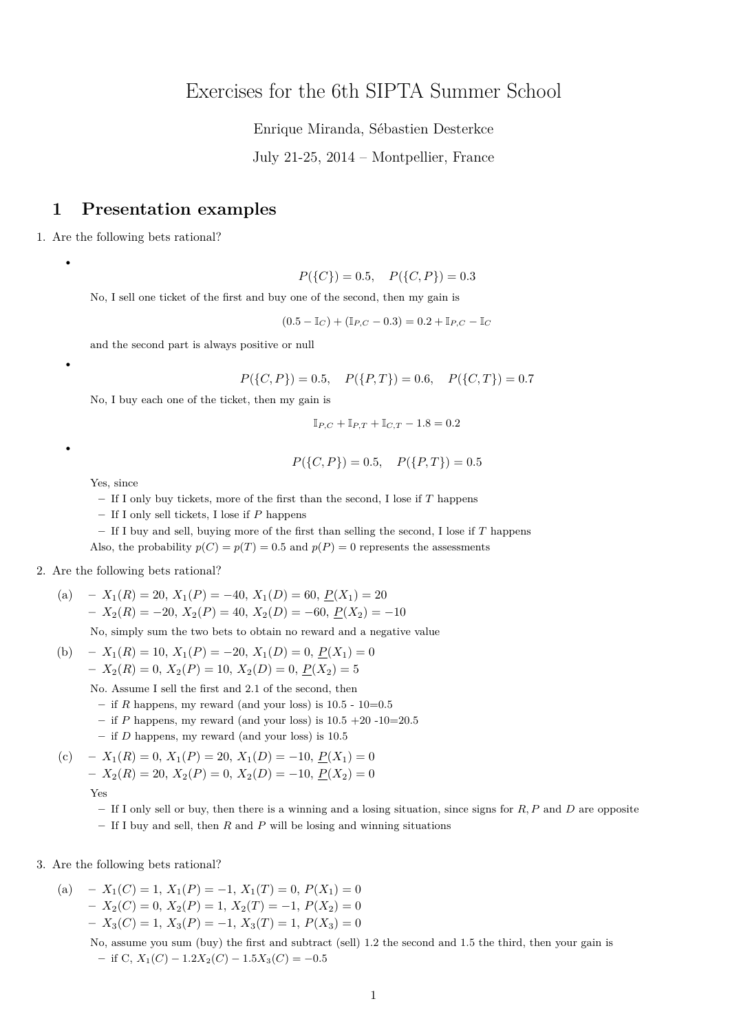# Exercises for the 6th SIPTA Summer School

Enrique Miranda, Sébastien Desterkce

July 21-25, 2014 – Montpellier, France

## 1 Presentation examples

1. Are the following bets rational?

   - $$P(\{C\}) = 0.5, \quad P(\{C,P\}) = 0.3$$

     No, I sell one ticket of the first and buy one of the second, then my gain is

     $$(0.5 - \mathbb{I}_C) + (\mathbb{I}_{P,C} - 0.3) = 0.2 + \mathbb{I}_{P,C} - \mathbb{I}_C$$

     and the second part is always positive or null

   - $$P(\{C,P\}) = 0.5, \quad P(\{P,T\}) = 0.6, \quad P(\{C,T\}) = 0.7$$

     No, I buy each one of the ticket, then my gain is

     $$\mathbb{I}_{P,C} + \mathbb{I}_{P,T} + \mathbb{I}_{C,T} - 1.8 = 0.2$$

   - $$P(\{C,P\}) = 0.5, \quad P(\{P,T\}) = 0.5$$

     Yes, since
     - If I only buy tickets, more of the first than the second, I lose if $T$ happens
     - If I only sell tickets, I lose if $P$ happens
     - If I buy and sell, buying more of the first than selling the second, I lose if $T$ happens

     Also, the probability $p(C) = p(T) = 0.5$ and $p(P) = 0$ represents the assessments

2. Are the following bets rational?

   (a)
   - $X_1(R) = 20$, $X_1(P) = -40$, $X_1(D) = 60$, $\underline{P}(X_1) = 20$
   - $X_2(R) = -20$, $X_2(P) = 40$, $X_2(D) = -60$, $\underline{P}(X_2) = -10$

   No, simply sum the two bets to obtain no reward and a negative value

   (b)
   - $X_1(R) = 10$, $X_1(P) = -20$, $X_1(D) = 0$, $\underline{P}(X_1) = 0$
   - $X_2(R) = 0$, $X_2(P) = 10$, $X_2(D) = 0$, $\underline{P}(X_2) = 5$

   No. Assume I sell the first and 2.1 of the second, then
   - if $R$ happens, my reward (and your loss) is 10.5 - 10=0.5
   - if $P$ happens, my reward (and your loss) is 10.5 +20 -10=20.5
   - if $D$ happens, my reward (and your loss) is 10.5

   (c)
   - $X_1(R) = 0$, $X_1(P) = 20$, $X_1(D) = -10$, $\underline{P}(X_1) = 0$
   - $X_2(R) = 20$, $X_2(P) = 0$, $X_2(D) = -10$, $\underline{P}(X_2) = 0$

   Yes
   - If I only sell or buy, then there is a winning and a losing situation, since signs for $R, P$ and $D$ are opposite
   - If I buy and sell, then $R$ and $P$ will be losing and winning situations

3. Are the following bets rational?

   (a)
   - $X_1(C) = 1$, $X_1(P) = -1$, $X_1(T) = 0$, $P(X_1) = 0$
   - $X_2(C) = 0$, $X_2(P) = 1$, $X_2(T) = -1$, $P(X_2) = 0$
   - $X_3(C) = 1$, $X_3(P) = -1$, $X_3(T) = 1$, $P(X_3) = 0$

   No, assume you sum (buy) the first and subtract (sell) 1.2 the second and 1.5 the third, then your gain is
   - if C, $X_1(C) - 1.2X_2(C) - 1.5X_3(C) = -0.5$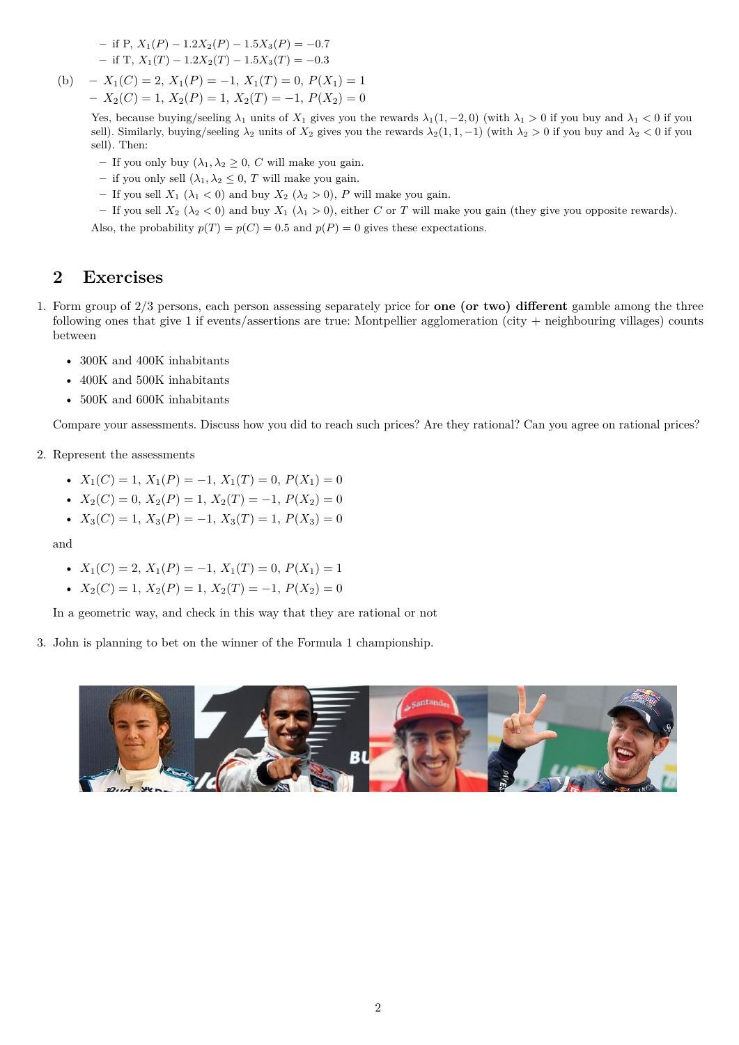- if P, $X_1(P) - 1.2X_2(P) - 1.5X_3(P) = -0.7$
- if T, $X_1(T) - 1.2X_2(T) - 1.5X_3(T) = -0.3$

(b)
- $X_1(C) = 2,\ X_1(P) = -1,\ X_1(T) = 0,\ P(X_1) = 1$
- $X_2(C) = 1,\ X_2(P) = 1,\ X_2(T) = -1,\ P(X_2) = 0$

Yes, because buying/seeling $\lambda_1$ units of $X_1$ gives you the rewards $\lambda_1(1, -2, 0)$ (with $\lambda_1 > 0$ if you buy and $\lambda_1 < 0$ if you sell). Similarly, buying/seeling $\lambda_2$ units of $X_2$ gives you the rewards $\lambda_2(1, 1, -1)$ (with $\lambda_2 > 0$ if you buy and $\lambda_2 < 0$ if you sell). Then:

- If you only buy ($\lambda_1, \lambda_2 \geq 0$, $C$ will make you gain.
- if you only sell ($\lambda_1, \lambda_2 \leq 0$, $T$ will make you gain.
- If you sell $X_1$ ($\lambda_1 < 0$) and buy $X_2$ ($\lambda_2 > 0$), $P$ will make you gain.
- If you sell $X_2$ ($\lambda_2 < 0$) and buy $X_1$ ($\lambda_1 > 0$), either $C$ or $T$ will make you gain (they give you opposite rewards).

Also, the probability $p(T) = p(C) = 0.5$ and $p(P) = 0$ gives these expectations.

## 2 Exercises

1. Form group of 2/3 persons, each person assessing separately price for **one (or two) different** gamble among the three following ones that give 1 if events/assertions are true: Montpellier agglomeration (city + neighbouring villages) counts between

   - 300K and 400K inhabitants
   - 400K and 500K inhabitants
   - 500K and 600K inhabitants

   Compare your assessments. Discuss how you did to reach such prices? Are they rational? Can you agree on rational prices?

2. Represent the assessments

   - $X_1(C) = 1,\ X_1(P) = -1,\ X_1(T) = 0,\ P(X_1) = 0$
   - $X_2(C) = 0,\ X_2(P) = 1,\ X_2(T) = -1,\ P(X_2) = 0$
   - $X_3(C) = 1,\ X_3(P) = -1,\ X_3(T) = 1,\ P(X_3) = 0$

   and

   - $X_1(C) = 2,\ X_1(P) = -1,\ X_1(T) = 0,\ P(X_1) = 1$
   - $X_2(C) = 1,\ X_2(P) = 1,\ X_2(T) = -1,\ P(X_2) = 0$

   In a geometric way, and check in this way that they are rational or not

3. John is planning to bet on the winner of the Formula 1 championship.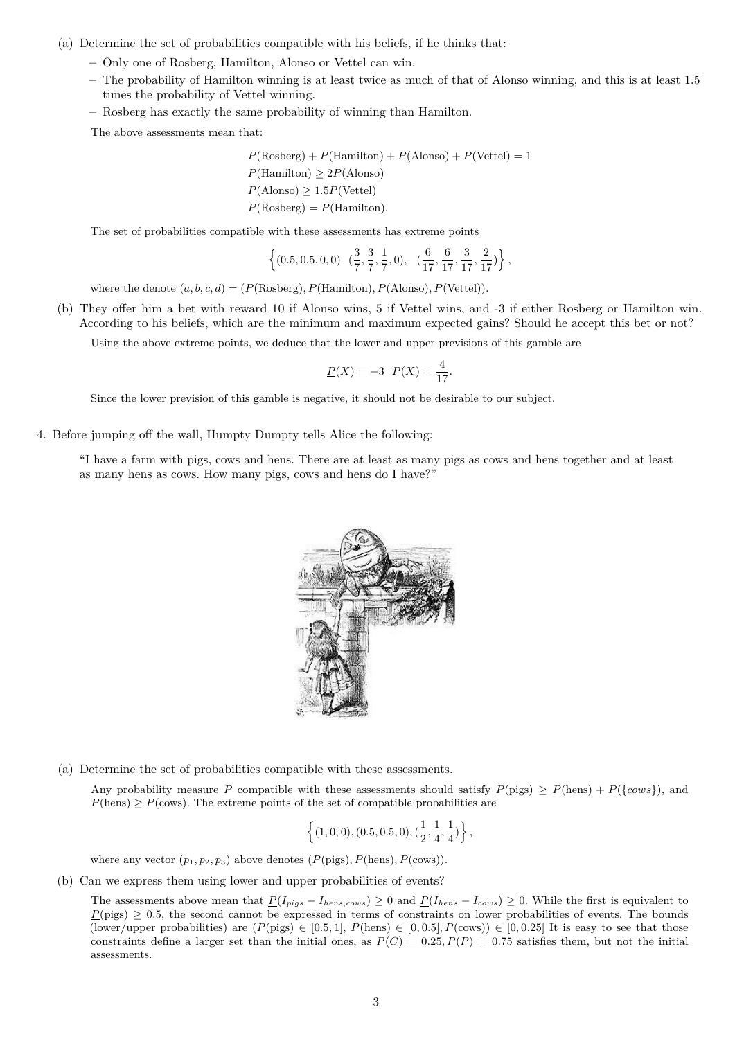(a) Determine the set of probabilities compatible with his beliefs, if he thinks that:

- Only one of Rosberg, Hamilton, Alonso or Vettel can win.
- The probability of Hamilton winning is at least twice as much of that of Alonso winning, and this is at least 1.5 times the probability of Vettel winning.
- Rosberg has exactly the same probability of winning than Hamilton.

The above assessments mean that:

$$P(\text{Rosberg}) + P(\text{Hamilton}) + P(\text{Alonso}) + P(\text{Vettel}) = 1$$
$$P(\text{Hamilton}) \geq 2P(\text{Alonso})$$
$$P(\text{Alonso}) \geq 1.5P(\text{Vettel})$$
$$P(\text{Rosberg}) = P(\text{Hamilton}).$$

The set of probabilities compatible with these assessments has extreme points

$$\left\{(0.5, 0.5, 0, 0) \ \ (\frac{3}{7}, \frac{3}{7}, \frac{1}{7}, 0), \ \ (\frac{6}{17}, \frac{6}{17}, \frac{3}{17}, \frac{2}{17})\right\},$$

where the denote $(a, b, c, d) = (P(\text{Rosberg}), P(\text{Hamilton}), P(\text{Alonso}), P(\text{Vettel}))$.

(b) They offer him a bet with reward 10 if Alonso wins, 5 if Vettel wins, and -3 if either Rosberg or Hamilton win. According to his beliefs, which are the minimum and maximum expected gains? Should he accept this bet or not?

Using the above extreme points, we deduce that the lower and upper previsions of this gamble are

$$\underline{P}(X) = -3 \ \ \overline{P}(X) = \frac{4}{17}.$$

Since the lower prevision of this gamble is negative, it should not be desirable to our subject.

4. Before jumping off the wall, Humpty Dumpty tells Alice the following:

"I have a farm with pigs, cows and hens. There are at least as many pigs as cows and hens together and at least as many hens as cows. How many pigs, cows and hens do I have?"

(a) Determine the set of probabilities compatible with these assessments.

Any probability measure $P$ compatible with these assessments should satisfy $P(\text{pigs}) \geq P(\text{hens}) + P(\{cows\})$, and $P(\text{hens}) \geq P(\text{cows})$. The extreme points of the set of compatible probabilities are

$$\left\{(1, 0, 0), (0.5, 0.5, 0), (\frac{1}{2}, \frac{1}{4}, \frac{1}{4})\right\},$$

where any vector $(p_1, p_2, p_3)$ above denotes $(P(\text{pigs}), P(\text{hens}), P(\text{cows}))$.

(b) Can we express them using lower and upper probabilities of events?

The assessments above mean that $\underline{P}(I_{pigs} - I_{hens,cows}) \geq 0$ and $\underline{P}(I_{hens} - I_{cows}) \geq 0$. While the first is equivalent to $\underline{P}(\text{pigs}) \geq 0.5$, the second cannot be expressed in terms of constraints on lower probabilities of events. The bounds (lower/upper probabilities) are $(P(\text{pigs}) \in [0.5, 1]$, $P(\text{hens}) \in [0, 0.5]$, $P(\text{cows})) \in [0, 0.25]$ It is easy to see that those constraints define a larger set than the initial ones, as $P(C) = 0.25, P(P) = 0.75$ satisfies them, but not the initial assessments.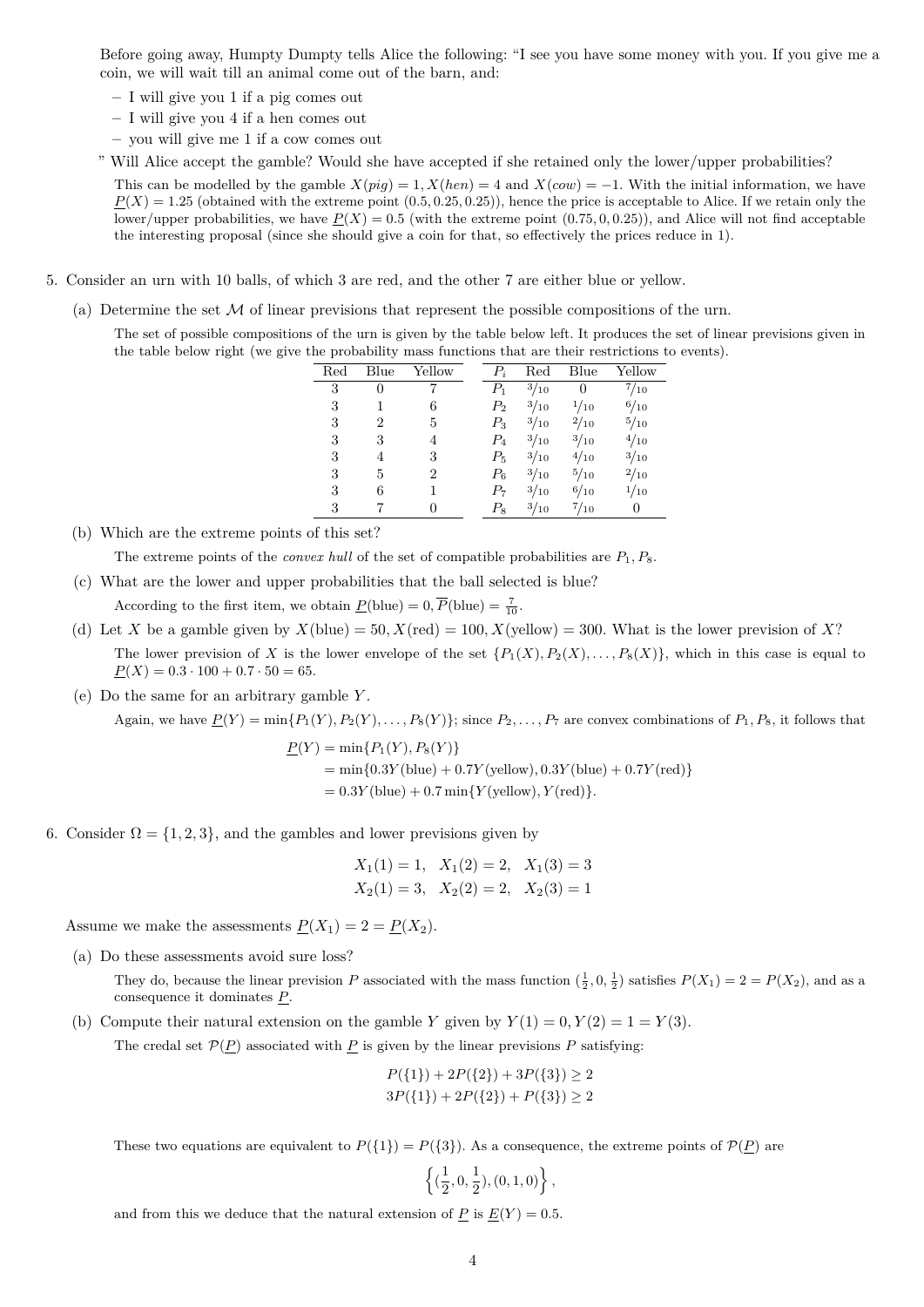Before going away, Humpty Dumpty tells Alice the following: "I see you have some money with you. If you give me a coin, we will wait till an animal come out of the barn, and:

- I will give you 1 if a pig comes out
- I will give you 4 if a hen comes out
- you will give me 1 if a cow comes out

" Will Alice accept the gamble? Would she have accepted if she retained only the lower/upper probabilities?

This can be modelled by the gamble $X(pig) = 1, X(hen) = 4$ and $X(cow) = -1$. With the initial information, we have $\underline{P}(X) = 1.25$ (obtained with the extreme point $(0.5, 0.25, 0.25)$), hence the price is acceptable to Alice. If we retain only the lower/upper probabilities, we have $\underline{P}(X) = 0.5$ (with the extreme point $(0.75, 0, 0.25)$), and Alice will not find acceptable the interesting proposal (since she should give a coin for that, so effectively the prices reduce in 1).

5. Consider an urn with 10 balls, of which 3 are red, and the other 7 are either blue or yellow.

(a) Determine the set $\mathcal{M}$ of linear previsions that represent the possible compositions of the urn.

The set of possible compositions of the urn is given by the table below left. It produces the set of linear previsions given in the table below right (we give the probability mass functions that are their restrictions to events).

| Red | Blue | Yellow |
|---|---|---|
| 3 | 0 | 7 |
| 3 | 1 | 6 |
| 3 | 2 | 5 |
| 3 | 3 | 4 |
| 3 | 4 | 3 |
| 3 | 5 | 2 |
| 3 | 6 | 1 |
| 3 | 7 | 0 |

| $P_i$ | Red | Blue | Yellow |
|---|---|---|---|
| $P_1$ | $3/10$ | $0$ | $7/10$ |
| $P_2$ | $3/10$ | $1/10$ | $6/10$ |
| $P_3$ | $3/10$ | $2/10$ | $5/10$ |
| $P_4$ | $3/10$ | $3/10$ | $4/10$ |
| $P_5$ | $3/10$ | $4/10$ | $3/10$ |
| $P_6$ | $3/10$ | $5/10$ | $2/10$ |
| $P_7$ | $3/10$ | $6/10$ | $1/10$ |
| $P_8$ | $3/10$ | $7/10$ | $0$ |

(b) Which are the extreme points of this set?

The extreme points of the *convex hull* of the set of compatible probabilities are $P_1, P_8$.

(c) What are the lower and upper probabilities that the ball selected is blue?

According to the first item, we obtain $\underline{P}(\text{blue}) = 0, \overline{P}(\text{blue}) = \frac{7}{10}$.

(d) Let $X$ be a gamble given by $X(\text{blue}) = 50, X(\text{red}) = 100, X(\text{yellow}) = 300$. What is the lower prevision of $X$?

The lower prevision of $X$ is the lower envelope of the set $\{P_1(X), P_2(X), \ldots, P_8(X)\}$, which in this case is equal to $\underline{P}(X) = 0.3 \cdot 100 + 0.7 \cdot 50 = 65$.

(e) Do the same for an arbitrary gamble $Y$.

Again, we have $\underline{P}(Y) = \min\{P_1(Y), P_2(Y), \ldots, P_8(Y)\}$; since $P_2, \ldots, P_7$ are convex combinations of $P_1, P_8$, it follows that

$$\begin{aligned}\underline{P}(Y) &= \min\{P_1(Y), P_8(Y)\} \\ &= \min\{0.3Y(\text{blue}) + 0.7Y(\text{yellow}), 0.3Y(\text{blue}) + 0.7Y(\text{red})\} \\ &= 0.3Y(\text{blue}) + 0.7\min\{Y(\text{yellow}), Y(\text{red})\}.\end{aligned}$$

6. Consider $\Omega = \{1, 2, 3\}$, and the gambles and lower previsions given by

$$X_1(1) = 1, \quad X_1(2) = 2, \quad X_1(3) = 3$$
$$X_2(1) = 3, \quad X_2(2) = 2, \quad X_2(3) = 1$$

Assume we make the assessments $\underline{P}(X_1) = 2 = \underline{P}(X_2)$.

(a) Do these assessments avoid sure loss?

They do, because the linear prevision $P$ associated with the mass function $(\frac{1}{2}, 0, \frac{1}{2})$ satisfies $P(X_1) = 2 = P(X_2)$, and as a consequence it dominates $\underline{P}$.

(b) Compute their natural extension on the gamble $Y$ given by $Y(1) = 0, Y(2) = 1 = Y(3)$.

The credal set $\mathcal{P}(\underline{P})$ associated with $\underline{P}$ is given by the linear previsions $P$ satisfying:

$$P(\{1\}) + 2P(\{2\}) + 3P(\{3\}) \geq 2$$
$$3P(\{1\}) + 2P(\{2\}) + P(\{3\}) \geq 2$$

These two equations are equivalent to $P(\{1\}) = P(\{3\})$. As a consequence, the extreme points of $\mathcal{P}(\underline{P})$ are

$$\left\{(\frac{1}{2}, 0, \frac{1}{2}), (0, 1, 0)\right\},$$

and from this we deduce that the natural extension of $\underline{P}$ is $\underline{E}(Y) = 0.5$.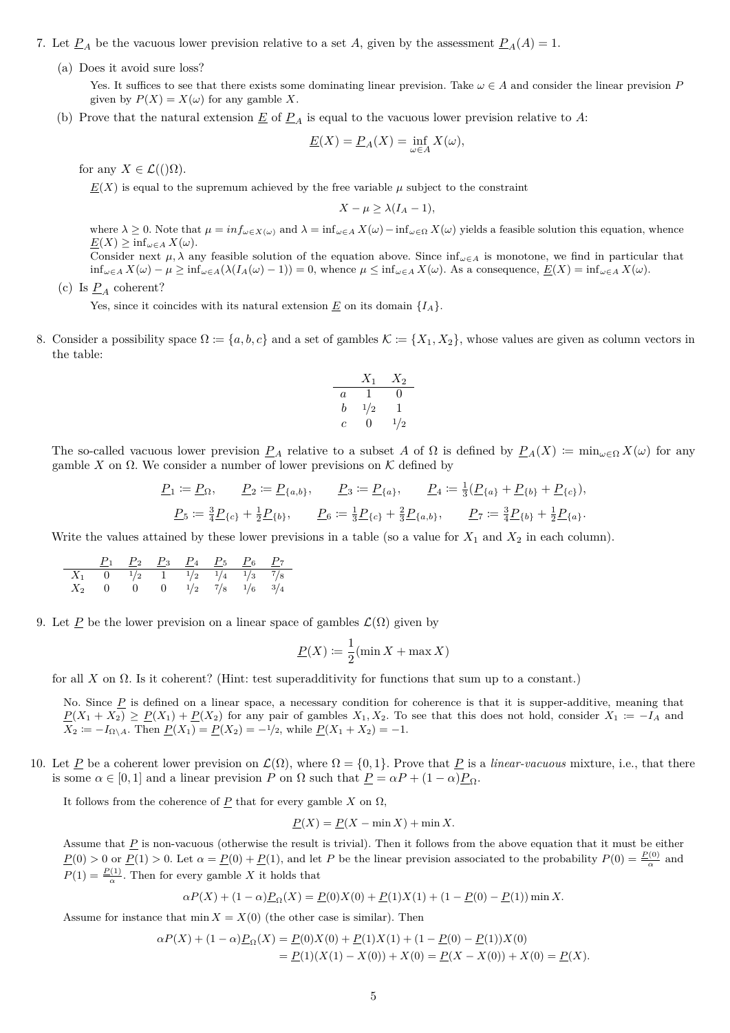7. Let $\underline{P}_A$ be the vacuous lower prevision relative to a set $A$, given by the assessment $\underline{P}_A(A) = 1$.

   (a) Does it avoid sure loss?

   Yes. It suffices to see that there exists some dominating linear prevision. Take $\omega \in A$ and consider the linear prevision $P$ given by $P(X) = X(\omega)$ for any gamble $X$.

   (b) Prove that the natural extension $\underline{E}$ of $\underline{P}_A$ is equal to the vacuous lower prevision relative to $A$:

   $$\underline{E}(X) = \underline{P}_A(X) = \inf_{\omega \in A} X(\omega),$$

   for any $X \in \mathcal{L}(()\Omega)$.

   $\underline{E}(X)$ is equal to the supremum achieved by the free variable $\mu$ subject to the constraint

   $$X - \mu \geq \lambda(I_A - 1),$$

   where $\lambda \geq 0$. Note that $\mu = inf_{\omega \in X(\omega)}$ and $\lambda = \inf_{\omega \in A} X(\omega) - \inf_{\omega \in \Omega} X(\omega)$ yields a feasible solution this equation, whence $\underline{E}(X) \geq \inf_{\omega \in A} X(\omega)$.

   Consider next $\mu, \lambda$ any feasible solution of the equation above. Since $\inf_{\omega \in A}$ is monotone, we find in particular that $\inf_{\omega \in A} X(\omega) - \mu \geq \inf_{\omega \in A}(\lambda(I_A(\omega) - 1)) = 0$, whence $\mu \leq \inf_{\omega \in A} X(\omega)$. As a consequence, $\underline{E}(X) = \inf_{\omega \in A} X(\omega)$.

   (c) Is $\underline{P}_A$ coherent?

   Yes, since it coincides with its natural extension $\underline{E}$ on its domain $\{I_A\}$.

8. Consider a possibility space $\Omega := \{a, b, c\}$ and a set of gambles $\mathcal{K} := \{X_1, X_2\}$, whose values are given as column vectors in the table:

| | $X_1$ | $X_2$ |
|---|---|---|
| $a$ | 1 | 0 |
| $b$ | $1/2$ | 1 |
| $c$ | 0 | $1/2$ |

   The so-called vacuous lower prevision $\underline{P}_A$ relative to a subset $A$ of $\Omega$ is defined by $\underline{P}_A(X) := \min_{\omega \in \Omega} X(\omega)$ for any gamble $X$ on $\Omega$. We consider a number of lower previsions on $\mathcal{K}$ defined by

   $$\underline{P}_1 := \underline{P}_\Omega, \qquad \underline{P}_2 := \underline{P}_{\{a,b\}}, \qquad \underline{P}_3 := \underline{P}_{\{a\}}, \qquad \underline{P}_4 := \tfrac{1}{3}(\underline{P}_{\{a\}} + \underline{P}_{\{b\}} + \underline{P}_{\{c\}}),$$

   $$\underline{P}_5 := \tfrac{3}{4}\underline{P}_{\{c\}} + \tfrac{1}{2}\underline{P}_{\{b\}}, \qquad \underline{P}_6 := \tfrac{1}{3}\underline{P}_{\{c\}} + \tfrac{2}{3}\underline{P}_{\{a,b\}}, \qquad \underline{P}_7 := \tfrac{3}{4}\underline{P}_{\{b\}} + \tfrac{1}{2}\underline{P}_{\{a\}}.$$

   Write the values attained by these lower previsions in a table (so a value for $X_1$ and $X_2$ in each column).

| | $\underline{P}_1$ | $\underline{P}_2$ | $\underline{P}_3$ | $\underline{P}_4$ | $\underline{P}_5$ | $\underline{P}_6$ | $\underline{P}_7$ |
|---|---|---|---|---|---|---|---|
| $X_1$ | 0 | $1/2$ | 1 | $1/2$ | $1/4$ | $1/3$ | $7/8$ |
| $X_2$ | 0 | 0 | 0 | $1/2$ | $7/8$ | $1/6$ | $3/4$ |

9. Let $\underline{P}$ be the lower prevision on a linear space of gambles $\mathcal{L}(\Omega)$ given by

   $$\underline{P}(X) := \frac{1}{2}(\min X + \max X)$$

   for all $X$ on $\Omega$. Is it coherent? (Hint: test superadditivity for functions that sum up to a constant.)

   No. Since $\underline{P}$ is defined on a linear space, a necessary condition for coherence is that it is supper-additive, meaning that $\underline{P}(X_1 + X_2) \geq \underline{P}(X_1) + \underline{P}(X_2)$ for any pair of gambles $X_1, X_2$. To see that this does not hold, consider $X_1 := -I_A$ and $X_2 := -I_{\Omega \setminus A}$. Then $\underline{P}(X_1) = \underline{P}(X_2) = -1/2$, while $\underline{P}(X_1 + X_2) = -1$.

10. Let $\underline{P}$ be a coherent lower prevision on $\mathcal{L}(\Omega)$, where $\Omega = \{0, 1\}$. Prove that $\underline{P}$ is a *linear-vacuous* mixture, i.e., that there is some $\alpha \in [0, 1]$ and a linear prevision $P$ on $\Omega$ such that $\underline{P} = \alpha P + (1 - \alpha)\underline{P}_\Omega$.

   It follows from the coherence of $\underline{P}$ that for every gamble $X$ on $\Omega$,

   $$\underline{P}(X) = \underline{P}(X - \min X) + \min X.$$

   Assume that $\underline{P}$ is non-vacuous (otherwise the result is trivial). Then it follows from the above equation that it must be either $\underline{P}(0) > 0$ or $\underline{P}(1) > 0$. Let $\alpha = \underline{P}(0) + \underline{P}(1)$, and let $P$ be the linear prevision associated to the probability $P(0) = \frac{\underline{P}(0)}{\alpha}$ and $P(1) = \frac{\underline{P}(1)}{\alpha}$. Then for every gamble $X$ it holds that

   $$\alpha P(X) + (1 - \alpha)\underline{P}_\Omega(X) = \underline{P}(0)X(0) + \underline{P}(1)X(1) + (1 - \underline{P}(0) - \underline{P}(1)) \min X.$$

   Assume for instance that $\min X = X(0)$ (the other case is similar). Then

   $$\begin{aligned} \alpha P(X) + (1 - \alpha)\underline{P}_\Omega(X) &= \underline{P}(0)X(0) + \underline{P}(1)X(1) + (1 - \underline{P}(0) - \underline{P}(1))X(0) \\ &= \underline{P}(1)(X(1) - X(0)) + X(0) = \underline{P}(X - X(0)) + X(0) = \underline{P}(X). \end{aligned}$$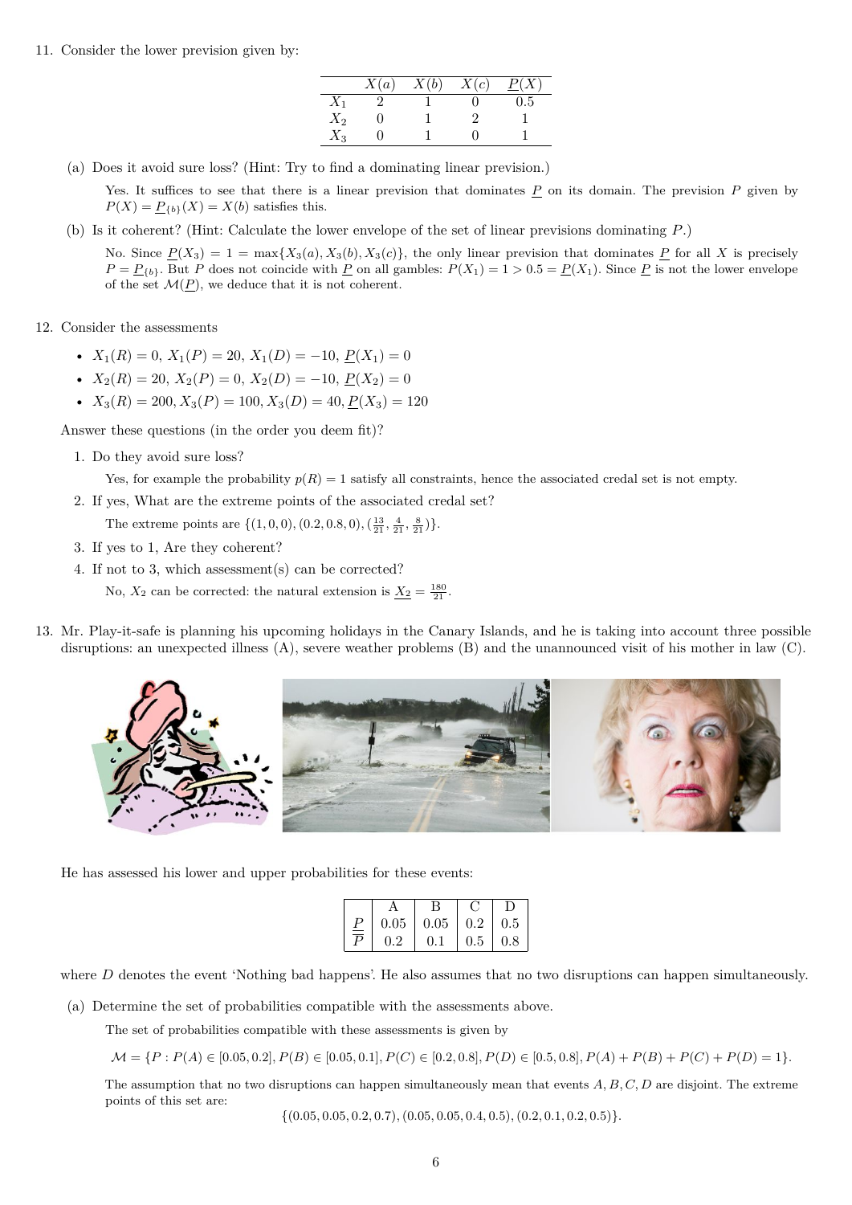11. Consider the lower prevision given by:

| | $X(a)$ | $X(b)$ | $X(c)$ | $\underline{P}(X)$ |
|---|---|---|---|---|
| $X_1$ | 2 | 1 | 0 | 0.5 |
| $X_2$ | 0 | 1 | 2 | 1 |
| $X_3$ | 0 | 1 | 0 | 1 |

   (a) Does it avoid sure loss? (Hint: Try to find a dominating linear prevision.)

   Yes. It suffices to see that there is a linear prevision that dominates $\underline{P}$ on its domain. The prevision $P$ given by $P(X) = \underline{P}_{\{b\}}(X) = X(b)$ satisfies this.

   (b) Is it coherent? (Hint: Calculate the lower envelope of the set of linear previsions dominating $\underline{P}$.)

   No. Since $\underline{P}(X_3) = 1 = \max\{X_3(a), X_3(b), X_3(c)\}$, the only linear prevision that dominates $\underline{P}$ for all $X$ is precisely $P = \underline{P}_{\{b\}}$. But $P$ does not coincide with $\underline{P}$ on all gambles: $P(X_1) = 1 > 0.5 = \underline{P}(X_1)$. Since $\underline{P}$ is not the lower envelope of the set $\mathcal{M}(\underline{P})$, we deduce that it is not coherent.

12. Consider the assessments

   - $X_1(R) = 0$, $X_1(P) = 20$, $X_1(D) = -10$, $\underline{P}(X_1) = 0$
   - $X_2(R) = 20$, $X_2(P) = 0$, $X_2(D) = -10$, $\underline{P}(X_2) = 0$
   - $X_3(R) = 200$, $X_3(P) = 100$, $X_3(D) = 40$, $\underline{P}(X_3) = 120$

   Answer these questions (in the order you deem fit)?

   1. Do they avoid sure loss?

      Yes, for example the probability $p(R) = 1$ satisfy all constraints, hence the associated credal set is not empty.

   2. If yes, What are the extreme points of the associated credal set?

      The extreme points are $\{(1, 0, 0), (0.2, 0.8, 0), (\frac{13}{21}, \frac{4}{21}, \frac{8}{21})\}$.

   3. If yes to 1, Are they coherent?
   4. If not to 3, which assessment(s) can be corrected?

      No, $X_2$ can be corrected: the natural extension is $\underline{X_2} = \frac{180}{21}$.

13. Mr. Play-it-safe is planning his upcoming holidays in the Canary Islands, and he is taking into account three possible disruptions: an unexpected illness (A), severe weather problems (B) and the unannounced visit of his mother in law (C).

   He has assessed his lower and upper probabilities for these events:

| | A | B | C | D |
|---|---|---|---|---|
| $\underline{P}$ | 0.05 | 0.05 | 0.2 | 0.5 |
| $\overline{P}$ | 0.2 | 0.1 | 0.5 | 0.8 |

   where $D$ denotes the event 'Nothing bad happens'. He also assumes that no two disruptions can happen simultaneously.

   (a) Determine the set of probabilities compatible with the assessments above.

   The set of probabilities compatible with these assessments is given by

   $$\mathcal{M} = \{P : P(A) \in [0.05, 0.2], P(B) \in [0.05, 0.1], P(C) \in [0.2, 0.8], P(D) \in [0.5, 0.8], P(A) + P(B) + P(C) + P(D) = 1\}.$$

   The assumption that no two disruptions can happen simultaneously mean that events $A, B, C, D$ are disjoint. The extreme points of this set are:

   $$\{(0.05, 0.05, 0.2, 0.7), (0.05, 0.05, 0.4, 0.5), (0.2, 0.1, 0.2, 0.5)\}.$$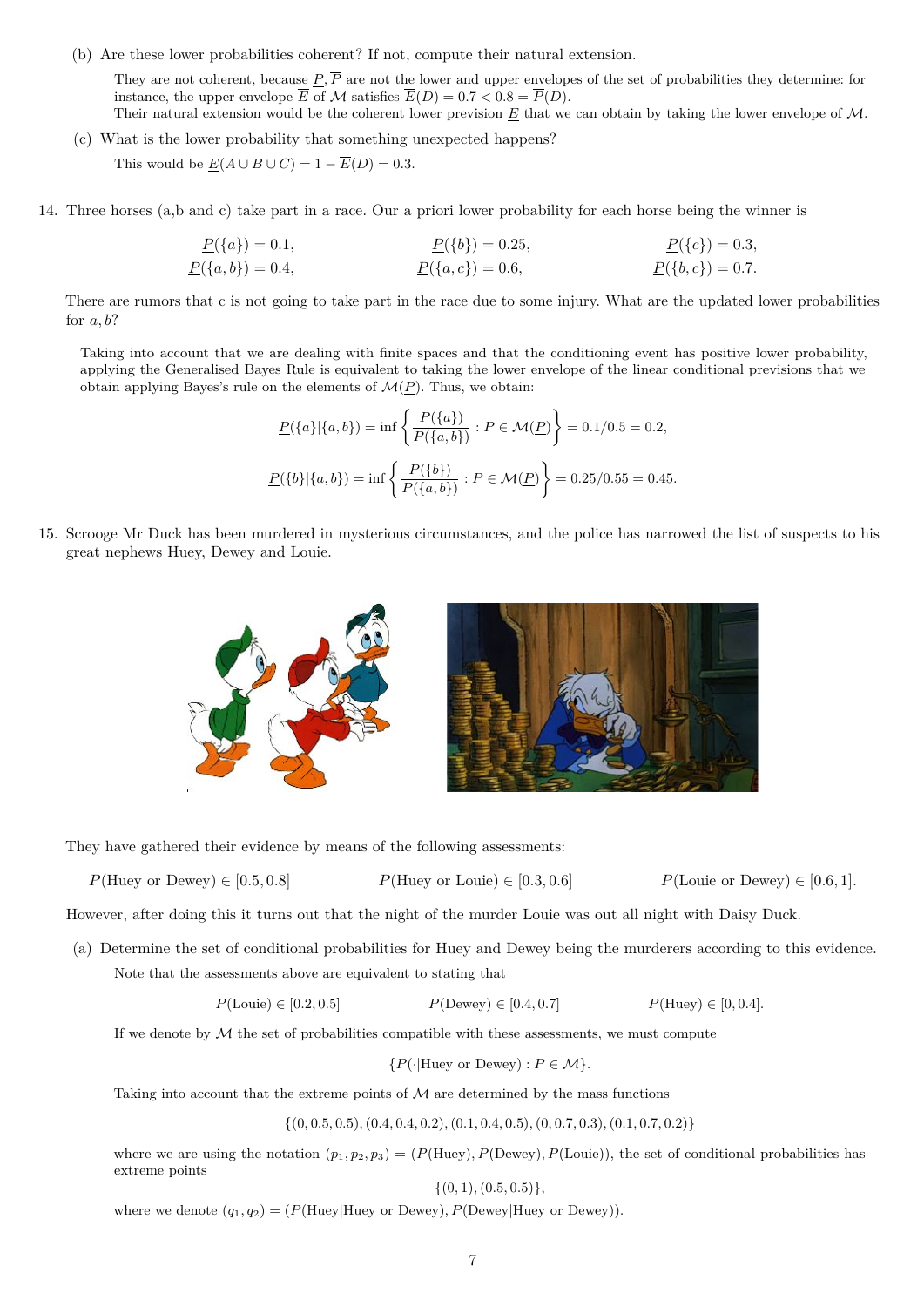(b) Are these lower probabilities coherent? If not, compute their natural extension.

They are not coherent, because $\underline{P}, \overline{P}$ are not the lower and upper envelopes of the set of probabilities they determine: for instance, the upper envelope $\overline{E}$ of $\mathcal{M}$ satisfies $\overline{E}(D) = 0.7 < 0.8 = \overline{P}(D)$.
Their natural extension would be the coherent lower prevision $\underline{E}$ that we can obtain by taking the lower envelope of $\mathcal{M}$.

(c) What is the lower probability that something unexpected happens?

This would be $\underline{E}(A \cup B \cup C) = 1 - \overline{E}(D) = 0.3$.

14. Three horses (a,b and c) take part in a race. Our a priori lower probability for each horse being the winner is

$$\underline{P}(\{a\}) = 0.1, \qquad \underline{P}(\{b\}) = 0.25, \qquad \underline{P}(\{c\}) = 0.3,$$
$$\underline{P}(\{a,b\}) = 0.4, \qquad \underline{P}(\{a,c\}) = 0.6, \qquad \underline{P}(\{b,c\}) = 0.7.$$

There are rumors that c is not going to take part in the race due to some injury. What are the updated lower probabilities for $a, b$?

Taking into account that we are dealing with finite spaces and that the conditioning event has positive lower probability, applying the Generalised Bayes Rule is equivalent to taking the lower envelope of the linear conditional previsions that we obtain applying Bayes's rule on the elements of $\mathcal{M}(\underline{P})$. Thus, we obtain:

$$\underline{P}(\{a\}|\{a,b\}) = \inf\left\{\frac{P(\{a\})}{P(\{a,b\})} : P \in \mathcal{M}(\underline{P})\right\} = 0.1/0.5 = 0.2,$$

$$\underline{P}(\{b\}|\{a,b\}) = \inf\left\{\frac{P(\{b\})}{P(\{a,b\})} : P \in \mathcal{M}(\underline{P})\right\} = 0.25/0.55 = 0.45.$$

15. Scrooge Mr Duck has been murdered in mysterious circumstances, and the police has narrowed the list of suspects to his great nephews Huey, Dewey and Louie.

They have gathered their evidence by means of the following assessments:

$$P(\text{Huey or Dewey}) \in [0.5, 0.8] \qquad P(\text{Huey or Louie}) \in [0.3, 0.6] \qquad P(\text{Louie or Dewey}) \in [0.6, 1].$$

However, after doing this it turns out that the night of the murder Louie was out all night with Daisy Duck.

(a) Determine the set of conditional probabilities for Huey and Dewey being the murderers according to this evidence.

Note that the assessments above are equivalent to stating that

$$P(\text{Louie}) \in [0.2, 0.5] \qquad P(\text{Dewey}) \in [0.4, 0.7] \qquad P(\text{Huey}) \in [0, 0.4].$$

If we denote by $\mathcal{M}$ the set of probabilities compatible with these assessments, we must compute

$$\{P(\cdot|\text{Huey or Dewey}) : P \in \mathcal{M}\}.$$

Taking into account that the extreme points of $\mathcal{M}$ are determined by the mass functions

$$\{(0, 0.5, 0.5), (0.4, 0.4, 0.2), (0.1, 0.4, 0.5), (0, 0.7, 0.3), (0.1, 0.7, 0.2)\}$$

where we are using the notation $(p_1, p_2, p_3) = (P(\text{Huey}), P(\text{Dewey}), P(\text{Louie}))$, the set of conditional probabilities has extreme points

$$\{(0, 1), (0.5, 0.5)\},$$

where we denote $(q_1, q_2) = (P(\text{Huey}|\text{Huey or Dewey}), P(\text{Dewey}|\text{Huey or Dewey}))$.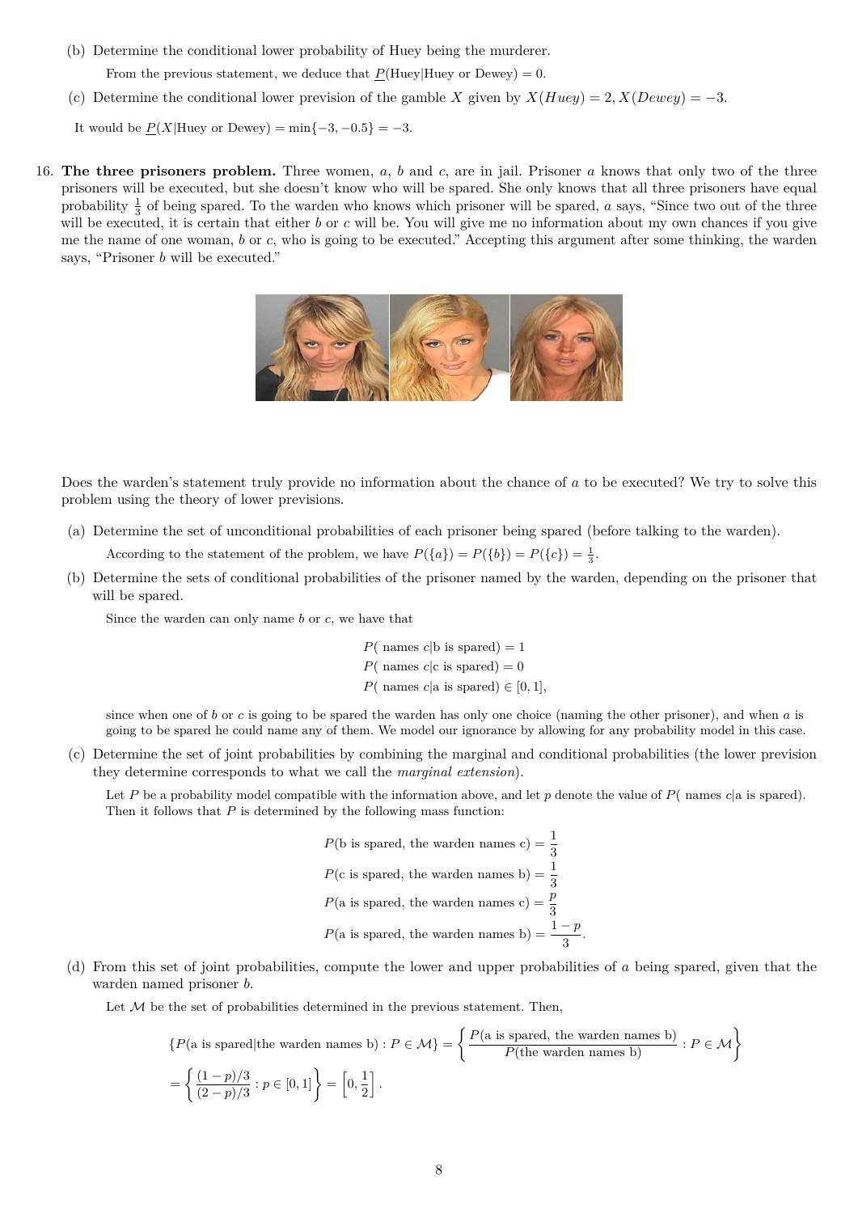(b) Determine the conditional lower probability of Huey being the murderer.

From the previous statement, we deduce that $\underline{P}(\text{Huey}|\text{Huey or Dewey}) = 0$.

(c) Determine the conditional lower prevision of the gamble $X$ given by $X(Huey) = 2, X(Dewey) = -3$.

It would be $\underline{P}(X|\text{Huey or Dewey}) = \min\{-3, -0.5\} = -3$.

16. **The three prisoners problem.** Three women, $a$, $b$ and $c$, are in jail. Prisoner $a$ knows that only two of the three prisoners will be executed, but she doesn't know who will be spared. She only knows that all three prisoners have equal probability $\frac{1}{3}$ of being spared. To the warden who knows which prisoner will be spared, $a$ says, "Since two out of the three will be executed, it is certain that either $b$ or $c$ will be. You will give me no information about my own chances if you give me the name of one woman, $b$ or $c$, who is going to be executed." Accepting this argument after some thinking, the warden says, "Prisoner $b$ will be executed."

Does the warden's statement truly provide no information about the chance of $a$ to be executed? We try to solve this problem using the theory of lower previsions.

(a) Determine the set of unconditional probabilities of each prisoner being spared (before talking to the warden).

According to the statement of the problem, we have $P(\{a\}) = P(\{b\}) = P(\{c\}) = \frac{1}{3}$.

(b) Determine the sets of conditional probabilities of the prisoner named by the warden, depending on the prisoner that will be spared.

Since the warden can only name $b$ or $c$, we have that

$$
\begin{aligned}
&P(\text{ names } c|\text{b is spared}) = 1\\
&P(\text{ names } c|\text{c is spared}) = 0\\
&P(\text{ names } c|\text{a is spared}) \in [0, 1],
\end{aligned}
$$

since when one of $b$ or $c$ is going to be spared the warden has only one choice (naming the other prisoner), and when $a$ is going to be spared he could name any of them. We model our ignorance by allowing for any probability model in this case.

(c) Determine the set of joint probabilities by combining the marginal and conditional probabilities (the lower prevision they determine corresponds to what we call the *marginal extension*).

Let $P$ be a probability model compatible with the information above, and let $p$ denote the value of $P(\text{ names } c|\text{a is spared})$. Then it follows that $P$ is determined by the following mass function:

$$
\begin{aligned}
&P(\text{b is spared, the warden names c}) = \frac{1}{3}\\
&P(\text{c is spared, the warden names b}) = \frac{1}{3}\\
&P(\text{a is spared, the warden names c}) = \frac{p}{3}\\
&P(\text{a is spared, the warden names b}) = \frac{1-p}{3}.
\end{aligned}
$$

(d) From this set of joint probabilities, compute the lower and upper probabilities of $a$ being spared, given that the warden named prisoner $b$.

Let $\mathcal{M}$ be the set of probabilities determined in the previous statement. Then,

$$
\{P(\text{a is spared}|\text{the warden names b}) : P \in \mathcal{M}\} = \left\{ \frac{P(\text{a is spared, the warden names b})}{P(\text{the warden names b})} : P \in \mathcal{M} \right\}
$$

$$
= \left\{ \frac{(1-p)/3}{(2-p)/3} : p \in [0, 1] \right\} = \left[0, \frac{1}{2}\right].
$$